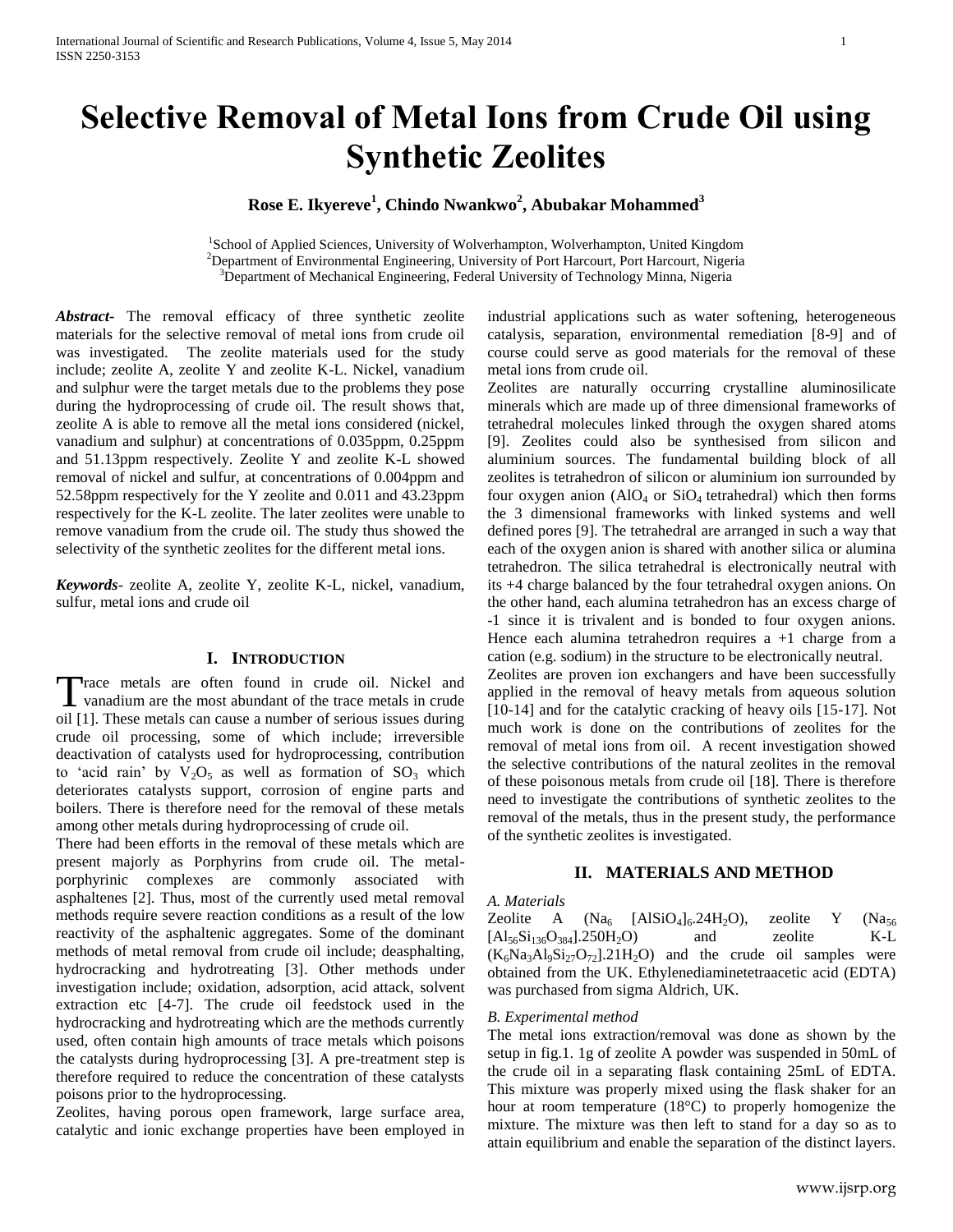# Selective Removal of Metal Ions from Crude Oil using Synthetic Zeolites

**Rose E. Ikyereve[1], Chindo Nwankwo[2], Abubakar Mohammed[3]**

[1]School of Applied Sciences, University of Wolverhampton, Wolverhampton, United Kingdom
[2]Department of Environmental Engineering, University of Port Harcourt, Port Harcourt, Nigeria
[3]Department of Mechanical Engineering, Federal University of Technology Minna, Nigeria

***Abstract***- The removal efficacy of three synthetic zeolite materials for the selective removal of metal ions from crude oil was investigated. The zeolite materials used for the study include; zeolite A, zeolite Y and zeolite K-L. Nickel, vanadium and sulphur were the target metals due to the problems they pose during the hydroprocessing of crude oil. The result shows that, zeolite A is able to remove all the metal ions considered (nickel, vanadium and sulphur) at concentrations of 0.035ppm, 0.25ppm and 51.13ppm respectively. Zeolite Y and zeolite K-L showed removal of nickel and sulfur, at concentrations of 0.004ppm and 52.58ppm respectively for the Y zeolite and 0.011 and 43.23ppm respectively for the K-L zeolite. The later zeolites were unable to remove vanadium from the crude oil. The study thus showed the selectivity of the synthetic zeolites for the different metal ions.

***Keywords***- zeolite A, zeolite Y, zeolite K-L, nickel, vanadium, sulfur, metal ions and crude oil

## I. Introduction

Trace metals are often found in crude oil. Nickel and vanadium are the most abundant of the trace metals in crude oil [1]. These metals can cause a number of serious issues during crude oil processing, some of which include; irreversible deactivation of catalysts used for hydroprocessing, contribution to 'acid rain' by $V_2O_5$ as well as formation of $SO_3$ which deteriorates catalysts support, corrosion of engine parts and boilers. There is therefore need for the removal of these metals among other metals during hydroprocessing of crude oil.

There had been efforts in the removal of these metals which are present majorly as Porphyrins from crude oil. The metal-porphyrinic complexes are commonly associated with asphaltenes [2]. Thus, most of the currently used metal removal methods require severe reaction conditions as a result of the low reactivity of the asphaltenic aggregates. Some of the dominant methods of metal removal from crude oil include; deasphalting, hydrocracking and hydrotreating [3]. Other methods under investigation include; oxidation, adsorption, acid attack, solvent extraction etc [4-7]. The crude oil feedstock used in the hydrocracking and hydrotreating which are the methods currently used, often contain high amounts of trace metals which poisons the catalysts during hydroprocessing [3]. A pre-treatment step is therefore required to reduce the concentration of these catalysts poisons prior to the hydroprocessing.

Zeolites, having porous open framework, large surface area, catalytic and ionic exchange properties have been employed in industrial applications such as water softening, heterogeneous catalysis, separation, environmental remediation [8-9] and of course could serve as good materials for the removal of these metal ions from crude oil.

Zeolites are naturally occurring crystalline aluminosilicate minerals which are made up of three dimensional frameworks of tetrahedral molecules linked through the oxygen shared atoms [9]. Zeolites could also be synthesised from silicon and aluminium sources. The fundamental building block of all zeolites is tetrahedron of silicon or aluminium ion surrounded by four oxygen anion ($AlO_4$ or $SiO_4$ tetrahedral) which then forms the 3 dimensional frameworks with linked systems and well defined pores [9]. The tetrahedral are arranged in such a way that each of the oxygen anion is shared with another silica or alumina tetrahedron. The silica tetrahedral is electronically neutral with its +4 charge balanced by the four tetrahedral oxygen anions. On the other hand, each alumina tetrahedron has an excess charge of -1 since it is trivalent and is bonded to four oxygen anions. Hence each alumina tetrahedron requires a +1 charge from a cation (e.g. sodium) in the structure to be electronically neutral.

Zeolites are proven ion exchangers and have been successfully applied in the removal of heavy metals from aqueous solution [10-14] and for the catalytic cracking of heavy oils [15-17]. Not much work is done on the contributions of zeolites for the removal of metal ions from oil. A recent investigation showed the selective contributions of the natural zeolites in the removal of these poisonous metals from crude oil [18]. There is therefore need to investigate the contributions of synthetic zeolites to the removal of the metals, thus in the present study, the performance of the synthetic zeolites is investigated.

## II. Materials and Method

### *A. Materials*

Zeolite A ($Na_6\ [AlSiO_4]_6.24H_2O$), zeolite Y ($Na_{56}\ [Al_{56}Si_{136}O_{384}].250H_2O$) and zeolite K-L ($(K_6Na_3Al_9Si_{27}O_{72}].21H_2O$) and the crude oil samples were obtained from the UK. Ethylenediaminetetraacetic acid (EDTA) was purchased from sigma Aldrich, UK.

### *B. Experimental method*

The metal ions extraction/removal was done as shown by the setup in fig.1. 1g of zeolite A powder was suspended in 50mL of the crude oil in a separating flask containing 25mL of EDTA. This mixture was properly mixed using the flask shaker for an hour at room temperature (18°C) to properly homogenize the mixture. The mixture was then left to stand for a day so as to attain equilibrium and enable the separation of the distinct layers.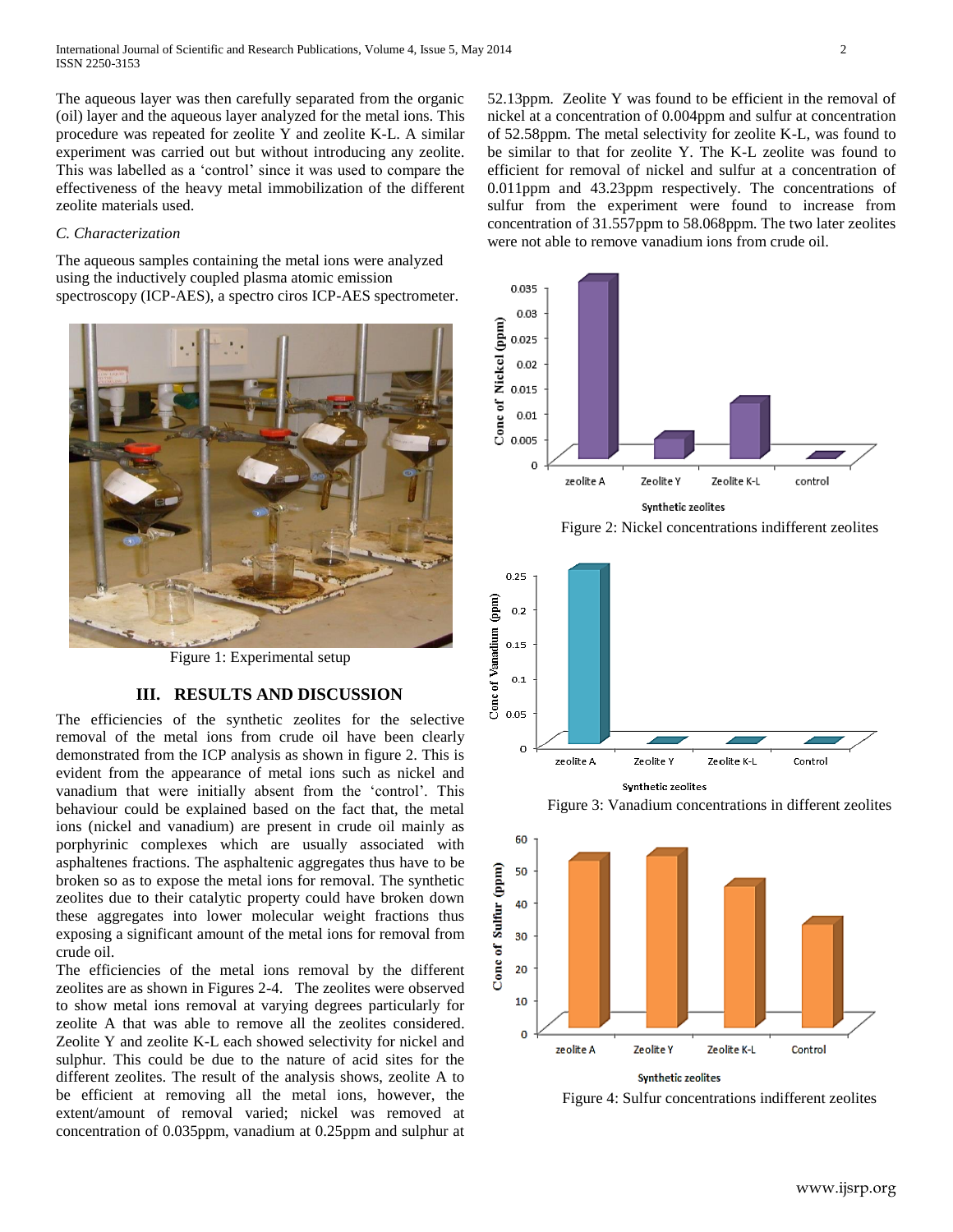The aqueous layer was then carefully separated from the organic (oil) layer and the aqueous layer analyzed for the metal ions. This procedure was repeated for zeolite Y and zeolite K-L. A similar experiment was carried out but without introducing any zeolite. This was labelled as a 'control' since it was used to compare the effectiveness of the heavy metal immobilization of the different zeolite materials used.

### *C. Characterization*

The aqueous samples containing the metal ions were analyzed using the inductively coupled plasma atomic emission spectroscopy (ICP-AES), a spectro ciros ICP-AES spectrometer.

Figure 1: Experimental setup

## III. RESULTS AND DISCUSSION

The efficiencies of the synthetic zeolites for the selective removal of the metal ions from crude oil have been clearly demonstrated from the ICP analysis as shown in figure 2. This is evident from the appearance of metal ions such as nickel and vanadium that were initially absent from the 'control'. This behaviour could be explained based on the fact that, the metal ions (nickel and vanadium) are present in crude oil mainly as porphyrinic complexes which are usually associated with asphaltenes fractions. The asphaltenic aggregates thus have to be broken so as to expose the metal ions for removal. The synthetic zeolites due to their catalytic property could have broken down these aggregates into lower molecular weight fractions thus exposing a significant amount of the metal ions for removal from crude oil.

The efficiencies of the metal ions removal by the different zeolites are as shown in Figures 2-4. The zeolites were observed to show metal ions removal at varying degrees particularly for zeolite A that was able to remove all the zeolites considered. Zeolite Y and zeolite K-L each showed selectivity for nickel and sulphur. This could be due to the nature of acid sites for the different zeolites. The result of the analysis shows, zeolite A to be efficient at removing all the metal ions, however, the extent/amount of removal varied; nickel was removed at concentration of 0.035ppm, vanadium at 0.25ppm and sulphur at 52.13ppm. Zeolite Y was found to be efficient in the removal of nickel at a concentration of 0.004ppm and sulfur at concentration of 52.58ppm. The metal selectivity for zeolite K-L, was found to be similar to that for zeolite Y. The K-L zeolite was found to efficient for removal of nickel and sulfur at a concentration of 0.011ppm and 43.23ppm respectively. The concentrations of sulfur from the experiment were found to increase from concentration of 31.557ppm to 58.068ppm. The two later zeolites were not able to remove vanadium ions from crude oil.

Figure 2: Nickel concentrations indifferent zeolites

Figure 3: Vanadium concentrations in different zeolites

Figure 4: Sulfur concentrations indifferent zeolites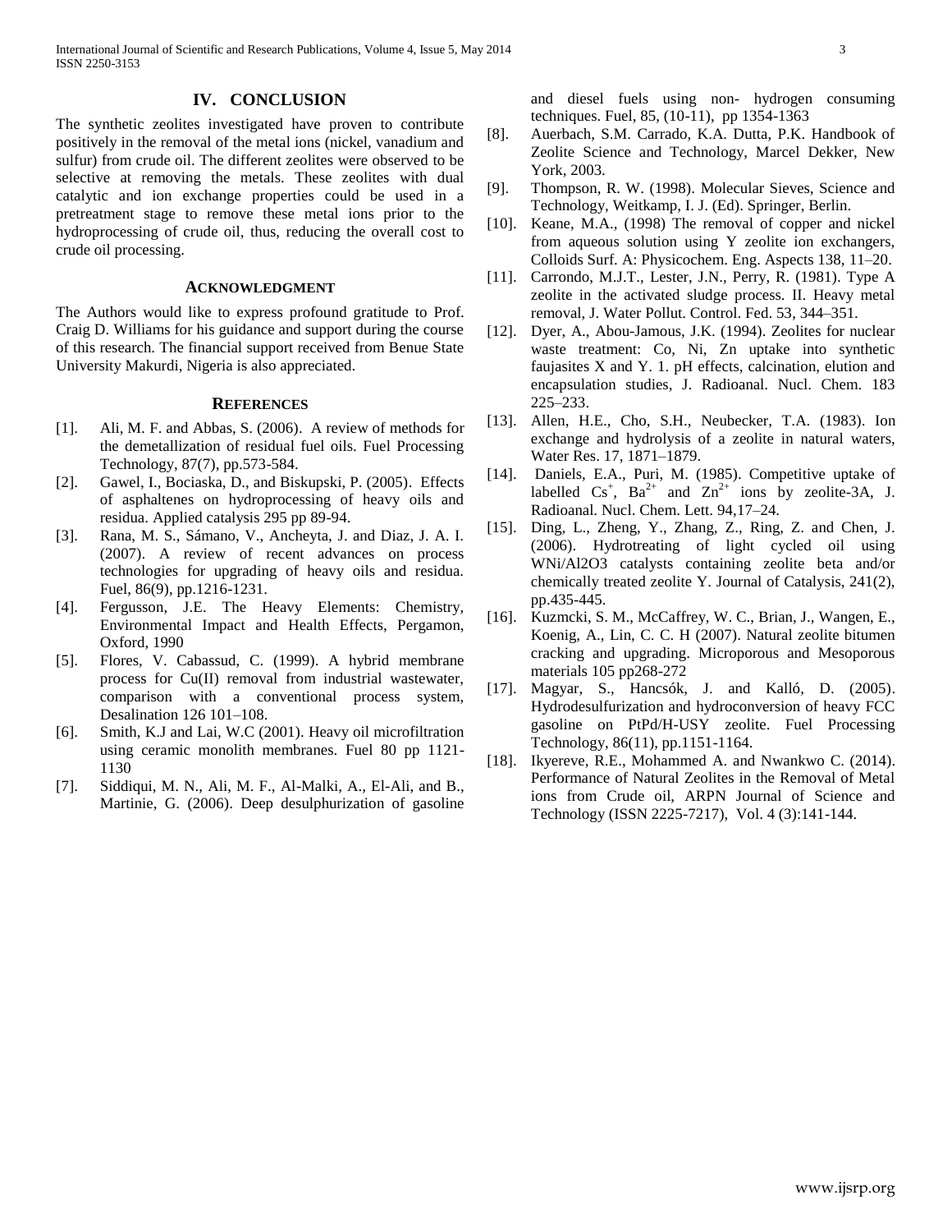## IV. CONCLUSION

The synthetic zeolites investigated have proven to contribute positively in the removal of the metal ions (nickel, vanadium and sulfur) from crude oil. The different zeolites were observed to be selective at removing the metals. These zeolites with dual catalytic and ion exchange properties could be used in a pretreatment stage to remove these metal ions prior to the hydroprocessing of crude oil, thus, reducing the overall cost to crude oil processing.

### ACKNOWLEDGMENT

The Authors would like to express profound gratitude to Prof. Craig D. Williams for his guidance and support during the course of this research. The financial support received from Benue State University Makurdi, Nigeria is also appreciated.

### REFERENCES

[1]. Ali, M. F. and Abbas, S. (2006). A review of methods for the demetallization of residual fuel oils. Fuel Processing Technology, 87(7), pp.573-584.

[2]. Gawel, I., Bociaska, D., and Biskupski, P. (2005). Effects of asphaltenes on hydroprocessing of heavy oils and residua. Applied catalysis 295 pp 89-94.

[3]. Rana, M. S., Sámano, V., Ancheyta, J. and Diaz, J. A. I. (2007). A review of recent advances on process technologies for upgrading of heavy oils and residua. Fuel, 86(9), pp.1216-1231.

[4]. Fergusson, J.E. The Heavy Elements: Chemistry, Environmental Impact and Health Effects, Pergamon, Oxford, 1990

[5]. Flores, V. Cabassud, C. (1999). A hybrid membrane process for Cu(II) removal from industrial wastewater, comparison with a conventional process system, Desalination 126 101–108.

[6]. Smith, K.J and Lai, W.C (2001). Heavy oil microfiltration using ceramic monolith membranes. Fuel 80 pp 1121-1130

[7]. Siddiqui, M. N., Ali, M. F., Al-Malki, A., El-Ali, and B., Martinie, G. (2006). Deep desulphurization of gasoline and diesel fuels using non- hydrogen consuming techniques. Fuel, 85, (10-11), pp 1354-1363

[8]. Auerbach, S.M. Carrado, K.A. Dutta, P.K. Handbook of Zeolite Science and Technology, Marcel Dekker, New York, 2003.

[9]. Thompson, R. W. (1998). Molecular Sieves, Science and Technology, Weitkamp, I. J. (Ed). Springer, Berlin.

[10]. Keane, M.A., (1998) The removal of copper and nickel from aqueous solution using Y zeolite ion exchangers, Colloids Surf. A: Physicochem. Eng. Aspects 138, 11–20.

[11]. Carrondo, M.J.T., Lester, J.N., Perry, R. (1981). Type A zeolite in the activated sludge process. II. Heavy metal removal, J. Water Pollut. Control. Fed. 53, 344–351.

[12]. Dyer, A., Abou-Jamous, J.K. (1994). Zeolites for nuclear waste treatment: Co, Ni, Zn uptake into synthetic faujasites X and Y. 1. pH effects, calcination, elution and encapsulation studies, J. Radioanal. Nucl. Chem. 183 225–233.

[13]. Allen, H.E., Cho, S.H., Neubecker, T.A. (1983). Ion exchange and hydrolysis of a zeolite in natural waters, Water Res. 17, 1871–1879.

[14]. Daniels, E.A., Puri, M. (1985). Competitive uptake of labelled $Cs^{+}$, $Ba^{2+}$ and $Zn^{2+}$ ions by zeolite-3A, J. Radioanal. Nucl. Chem. Lett. 94,17–24.

[15]. Ding, L., Zheng, Y., Zhang, Z., Ring, Z. and Chen, J. (2006). Hydrotreating of light cycled oil using WNi/Al2O3 catalysts containing zeolite beta and/or chemically treated zeolite Y. Journal of Catalysis, 241(2), pp.435-445.

[16]. Kuzmcki, S. M., McCaffrey, W. C., Brian, J., Wangen, E., Koenig, A., Lin, C. C. H (2007). Natural zeolite bitumen cracking and upgrading. Microporous and Mesoporous materials 105 pp268-272

[17]. Magyar, S., Hancsók, J. and Kalló, D. (2005). Hydrodesulfurization and hydroconversion of heavy FCC gasoline on PtPd/H-USY zeolite. Fuel Processing Technology, 86(11), pp.1151-1164.

[18]. Ikyereve, R.E., Mohammed A. and Nwankwo C. (2014). Performance of Natural Zeolites in the Removal of Metal ions from Crude oil, ARPN Journal of Science and Technology (ISSN 2225-7217), Vol. 4 (3):141-144.